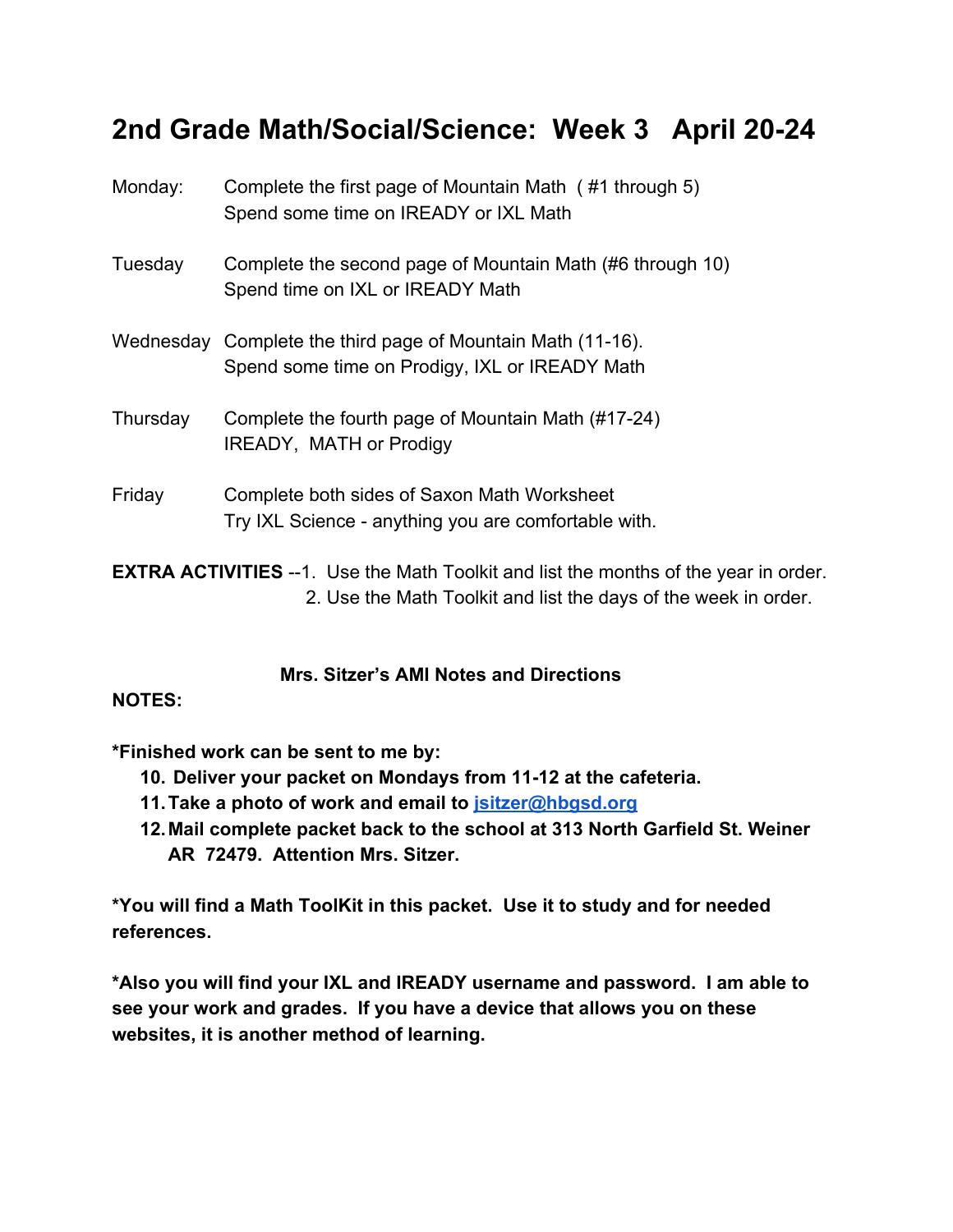# 2nd Grade Math/Social/Science: Week 3 April 20-24

Monday: Complete the first page of Mountain Math ( #1 through 5)
Spend some time on IREADY or IXL Math

Tuesday Complete the second page of Mountain Math (#6 through 10)
Spend time on IXL or IREADY Math

Wednesday Complete the third page of Mountain Math (11-16).
Spend some time on Prodigy, IXL or IREADY Math

Thursday Complete the fourth page of Mountain Math (#17-24)
IREADY, MATH or Prodigy

Friday Complete both sides of Saxon Math Worksheet
Try IXL Science - anything you are comfortable with.

**EXTRA ACTIVITIES** --1. Use the Math Toolkit and list the months of the year in order.
2. Use the Math Toolkit and list the days of the week in order.

**Mrs. Sitzer's AMI Notes and Directions**

**NOTES:**

**\*Finished work can be sent to me by:**

10. **Deliver your packet on Mondays from 11-12 at the cafeteria.**
11. **Take a photo of work and email to [jsitzer@hbgsd.org](mailto:jsitzer@hbgsd.org)**
12. **Mail complete packet back to the school at 313 North Garfield St. Weiner AR 72479. Attention Mrs. Sitzer.**

**\*You will find a Math ToolKit in this packet. Use it to study and for needed references.**

**\*Also you will find your IXL and IREADY username and password. I am able to see your work and grades. If you have a device that allows you on these websites, it is another method of learning.**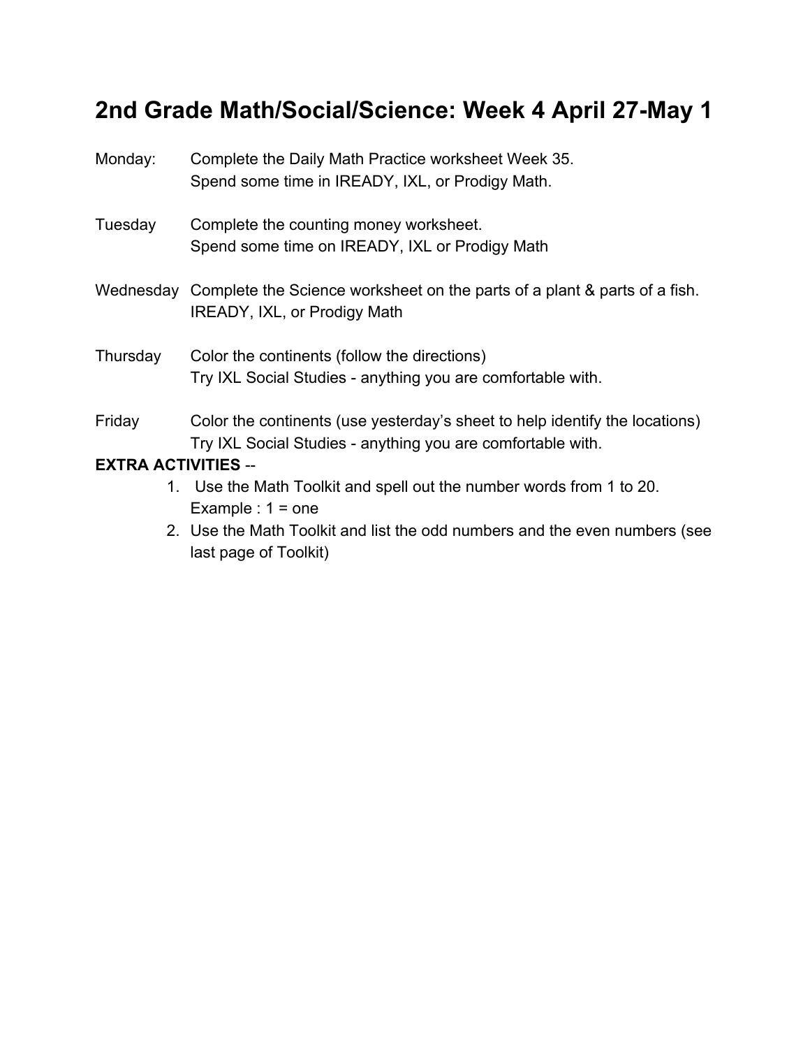# 2nd Grade Math/Social/Science: Week 4 April 27-May 1

| | |
|---|---|
| Monday: | Complete the Daily Math Practice worksheet Week 35.<br>Spend some time in IREADY, IXL, or Prodigy Math. |
| Tuesday | Complete the counting money worksheet.<br>Spend some time on IREADY, IXL or Prodigy Math |
| Wednesday | Complete the Science worksheet on the parts of a plant & parts of a fish.<br>IREADY, IXL, or Prodigy Math |
| Thursday | Color the continents (follow the directions)<br>Try IXL Social Studies - anything you are comfortable with. |
| Friday | Color the continents (use yesterday's sheet to help identify the locations)<br>Try IXL Social Studies - anything you are comfortable with. |

**EXTRA ACTIVITIES** --

1. Use the Math Toolkit and spell out the number words from 1 to 20.
   Example : 1 = one
2. Use the Math Toolkit and list the odd numbers and the even numbers (see last page of Toolkit)